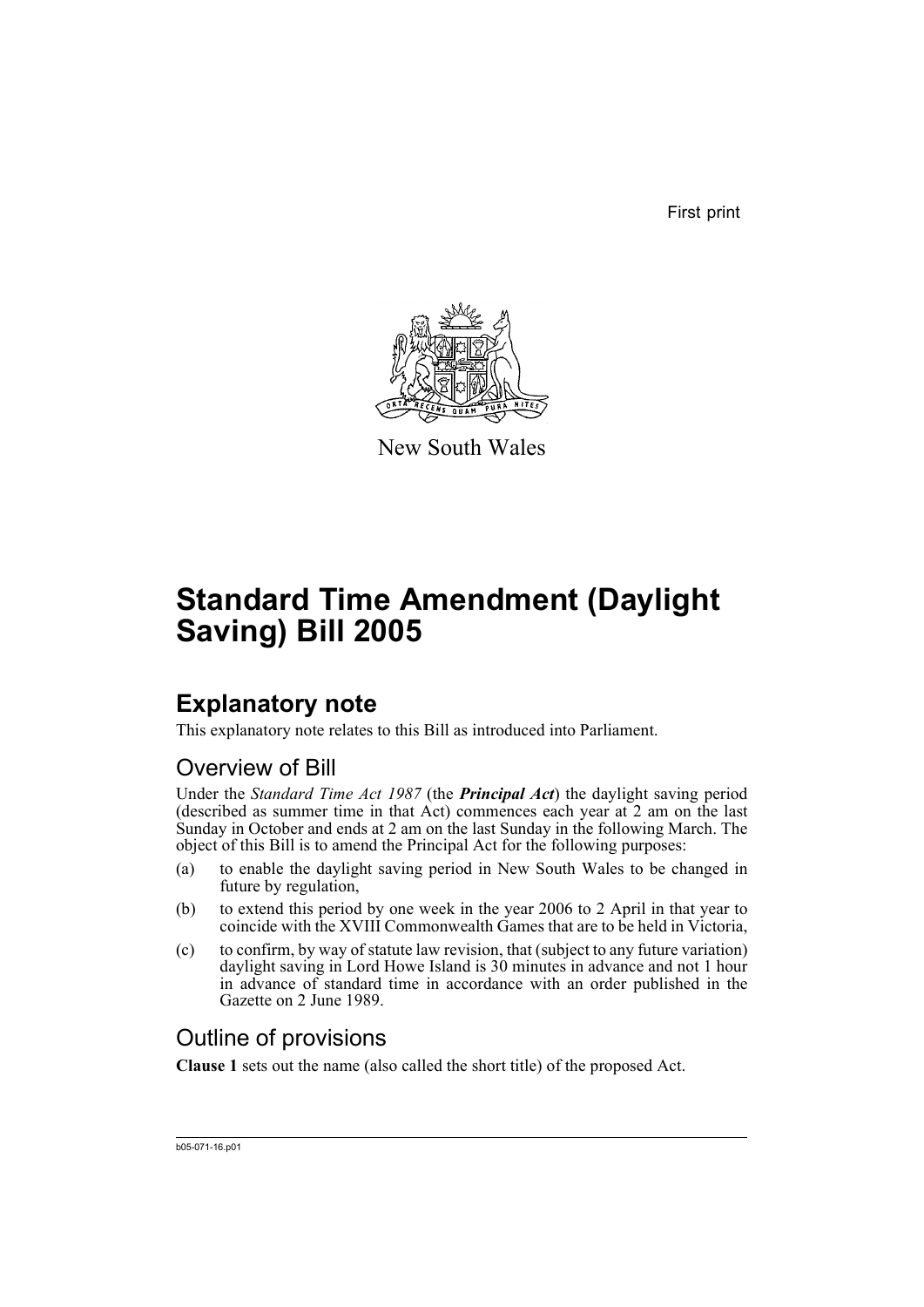First print

New South Wales

# Standard Time Amendment (Daylight Saving) Bill 2005

## Explanatory note

This explanatory note relates to this Bill as introduced into Parliament.

### Overview of Bill

Under the *Standard Time Act 1987* (the ***Principal Act***) the daylight saving period (described as summer time in that Act) commences each year at 2 am on the last Sunday in October and ends at 2 am on the last Sunday in the following March. The object of this Bill is to amend the Principal Act for the following purposes:

(a) to enable the daylight saving period in New South Wales to be changed in future by regulation,

(b) to extend this period by one week in the year 2006 to 2 April in that year to coincide with the XVIII Commonwealth Games that are to be held in Victoria,

(c) to confirm, by way of statute law revision, that (subject to any future variation) daylight saving in Lord Howe Island is 30 minutes in advance and not 1 hour in advance of standard time in accordance with an order published in the Gazette on 2 June 1989.

### Outline of provisions

**Clause 1** sets out the name (also called the short title) of the proposed Act.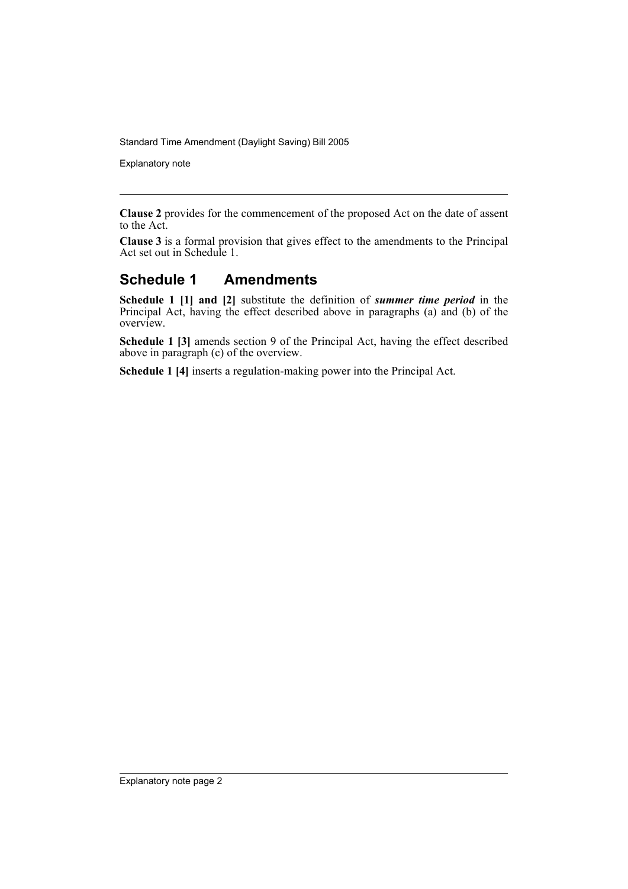**Clause 2** provides for the commencement of the proposed Act on the date of assent to the Act.

**Clause 3** is a formal provision that gives effect to the amendments to the Principal Act set out in Schedule 1.

## Schedule 1 Amendments

**Schedule 1 [1] and [2]** substitute the definition of ***summer time period*** in the Principal Act, having the effect described above in paragraphs (a) and (b) of the overview.

**Schedule 1 [3]** amends section 9 of the Principal Act, having the effect described above in paragraph (c) of the overview.

**Schedule 1 [4]** inserts a regulation-making power into the Principal Act.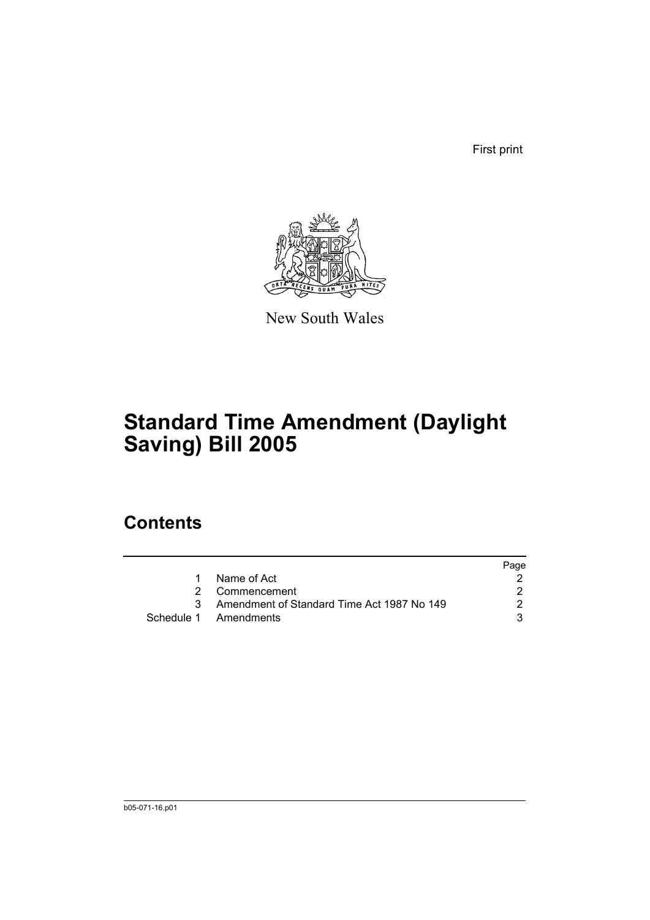First print

New South Wales

# Standard Time Amendment (Daylight Saving) Bill 2005

## Contents

| | | Page |
|---|---|---|
| 1 | Name of Act | 2 |
| 2 | Commencement | 2 |
| 3 | Amendment of Standard Time Act 1987 No 149 | 2 |
| Schedule 1 | Amendments | 3 |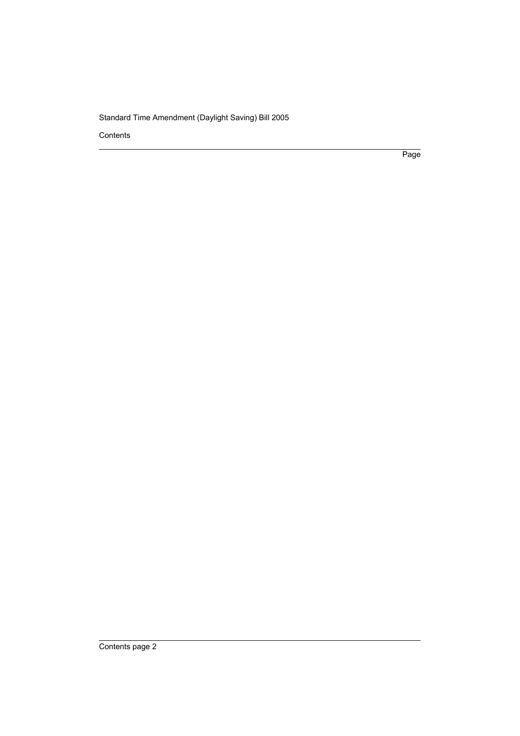Contents

Page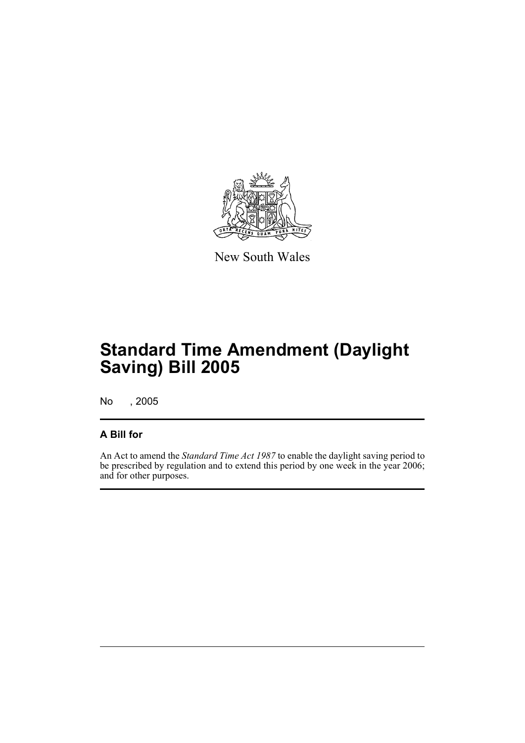New South Wales

# Standard Time Amendment (Daylight Saving) Bill 2005

No , 2005

## A Bill for

An Act to amend the *Standard Time Act 1987* to enable the daylight saving period to be prescribed by regulation and to extend this period by one week in the year 2006; and for other purposes.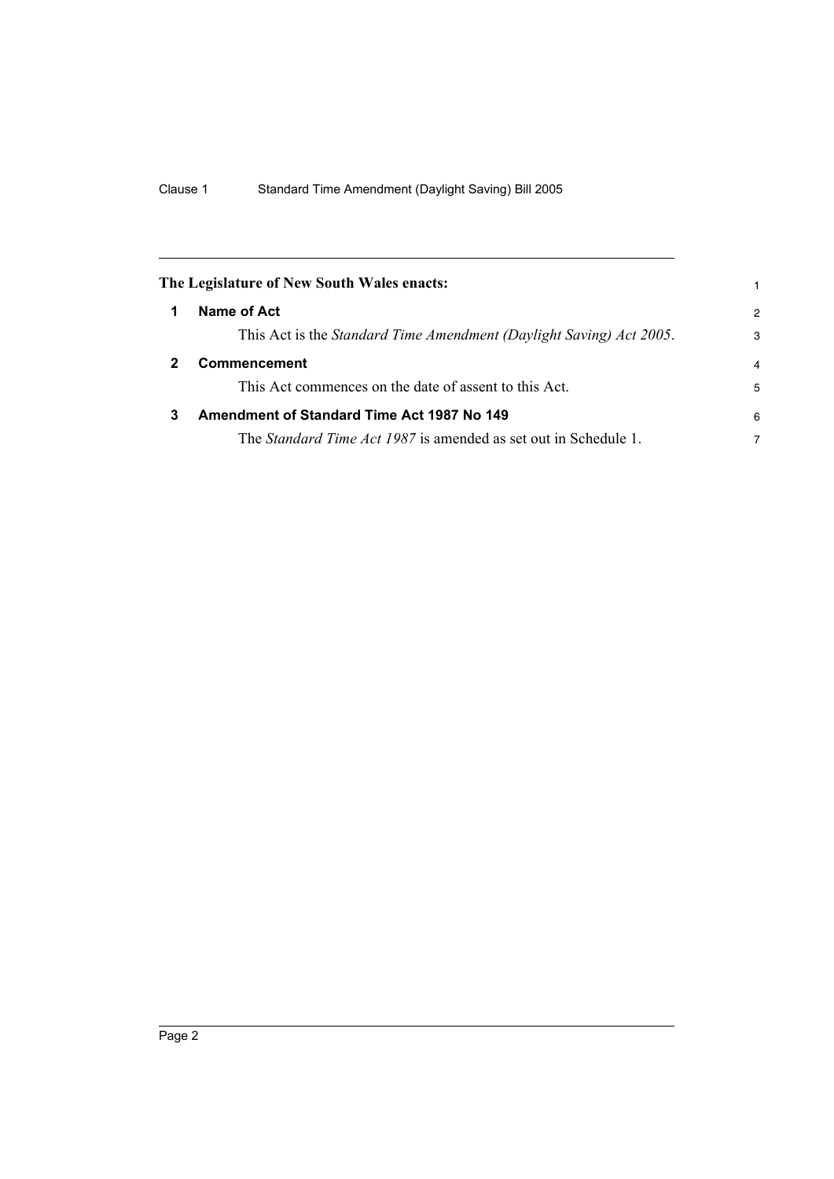**The Legislature of New South Wales enacts:**

**1 Name of Act**

This Act is the *Standard Time Amendment (Daylight Saving) Act 2005*.

**2 Commencement**

This Act commences on the date of assent to this Act.

**3 Amendment of Standard Time Act 1987 No 149**

The *Standard Time Act 1987* is amended as set out in Schedule 1.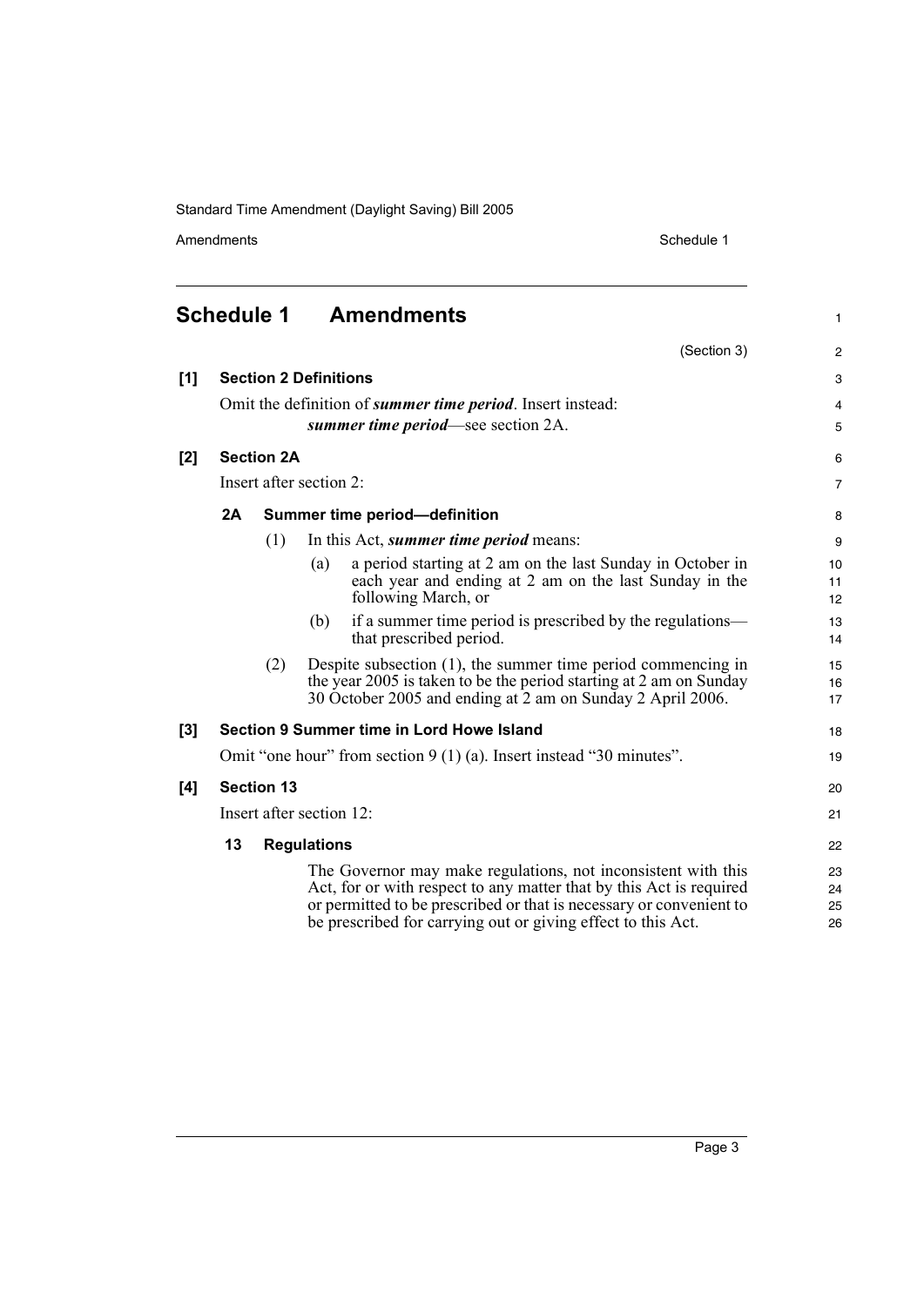# Schedule 1 Amendments

(Section 3)

**[1] Section 2 Definitions**

Omit the definition of ***summer time period***. Insert instead:

***summer time period***—see section 2A.

**[2] Section 2A**

Insert after section 2:

**2A Summer time period—definition**

(1) In this Act, ***summer time period*** means:

(a) a period starting at 2 am on the last Sunday in October in each year and ending at 2 am on the last Sunday in the following March, or

(b) if a summer time period is prescribed by the regulations—that prescribed period.

(2) Despite subsection (1), the summer time period commencing in the year 2005 is taken to be the period starting at 2 am on Sunday 30 October 2005 and ending at 2 am on Sunday 2 April 2006.

**[3] Section 9 Summer time in Lord Howe Island**

Omit "one hour" from section 9 (1) (a). Insert instead "30 minutes".

**[4] Section 13**

Insert after section 12:

**13 Regulations**

The Governor may make regulations, not inconsistent with this Act, for or with respect to any matter that by this Act is required or permitted to be prescribed or that is necessary or convenient to be prescribed for carrying out or giving effect to this Act.